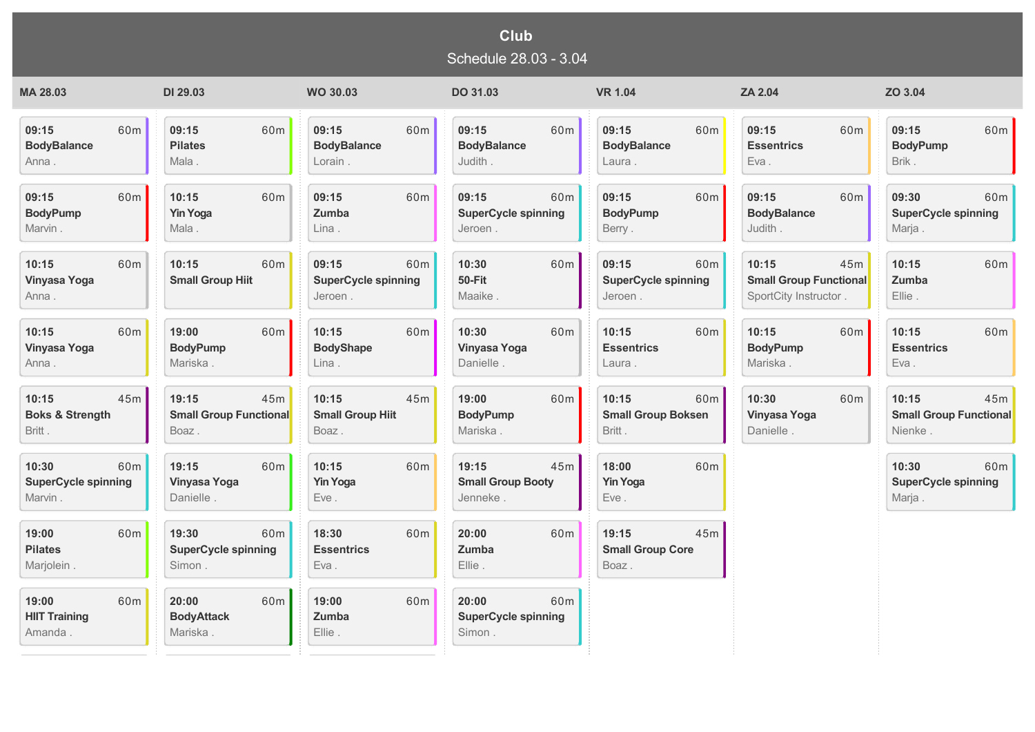# Club

## Schedule 28.03 - 3.04

### MA 28.03

| Time | Duration | Class | Instructor |
|---|---|---|---|
| 09:15 | 60m | BodyBalance | Anna . |
| 09:15 | 60m | BodyPump | Marvin . |
| 10:15 | 60m | Vinyasa Yoga | Anna . |
| 10:15 | 60m | Vinyasa Yoga | Anna . |
| 10:15 | 45m | Boks & Strength | Britt . |
| 10:30 | 60m | SuperCycle spinning | Marvin . |
| 19:00 | 60m | Pilates | Marjolein . |
| 19:00 | 60m | HIIT Training | Amanda . |

### DI 29.03

| Time | Duration | Class | Instructor |
|---|---|---|---|
| 09:15 | 60m | Pilates | Mala . |
| 10:15 | 60m | Yin Yoga | Mala . |
| 10:15 | 60m | Small Group Hiit | |
| 19:00 | 60m | BodyPump | Mariska . |
| 19:15 | 45m | Small Group Functional | Boaz . |
| 19:15 | 60m | Vinyasa Yoga | Danielle . |
| 19:30 | 60m | SuperCycle spinning | Simon . |
| 20:00 | 60m | BodyAttack | Mariska . |

### WO 30.03

| Time | Duration | Class | Instructor |
|---|---|---|---|
| 09:15 | 60m | BodyBalance | Lorain . |
| 09:15 | 60m | Zumba | Lina . |
| 09:15 | 60m | SuperCycle spinning | Jeroen . |
| 10:15 | 60m | BodyShape | Lina . |
| 10:15 | 45m | Small Group Hiit | Boaz . |
| 10:15 | 60m | Yin Yoga | Eve . |
| 18:30 | 60m | Essentrics | Eva . |
| 19:00 | 60m | Zumba | Ellie . |

### DO 31.03

| Time | Duration | Class | Instructor |
|---|---|---|---|
| 09:15 | 60m | BodyBalance | Judith . |
| 09:15 | 60m | SuperCycle spinning | Jeroen . |
| 10:30 | 60m | 50-Fit | Maaike . |
| 10:30 | 60m | Vinyasa Yoga | Danielle . |
| 19:00 | 60m | BodyPump | Mariska . |
| 19:15 | 45m | Small Group Booty | Jenneke . |
| 20:00 | 60m | Zumba | Ellie . |
| 20:00 | 60m | SuperCycle spinning | Simon . |

### VR 1.04

| Time | Duration | Class | Instructor |
|---|---|---|---|
| 09:15 | 60m | BodyBalance | Laura . |
| 09:15 | 60m | BodyPump | Berry . |
| 09:15 | 60m | SuperCycle spinning | Jeroen . |
| 10:15 | 60m | Essentrics | Laura . |
| 10:15 | 60m | Small Group Boksen | Britt . |
| 18:00 | 60m | Yin Yoga | Eve . |
| 19:15 | 45m | Small Group Core | Boaz . |

### ZA 2.04

| Time | Duration | Class | Instructor |
|---|---|---|---|
| 09:15 | 60m | Essentrics | Eva . |
| 09:15 | 60m | BodyBalance | Judith . |
| 10:15 | 45m | Small Group Functional | SportCity Instructor . |
| 10:15 | 60m | BodyPump | Mariska . |
| 10:30 | 60m | Vinyasa Yoga | Danielle . |

### ZO 3.04

| Time | Duration | Class | Instructor |
|---|---|---|---|
| 09:15 | 60m | BodyPump | Brik . |
| 09:30 | 60m | SuperCycle spinning | Marja . |
| 10:15 | 60m | Zumba | Ellie . |
| 10:15 | 60m | Essentrics | Eva . |
| 10:15 | 45m | Small Group Functional | Nienke . |
| 10:30 | 60m | SuperCycle spinning | Marja . |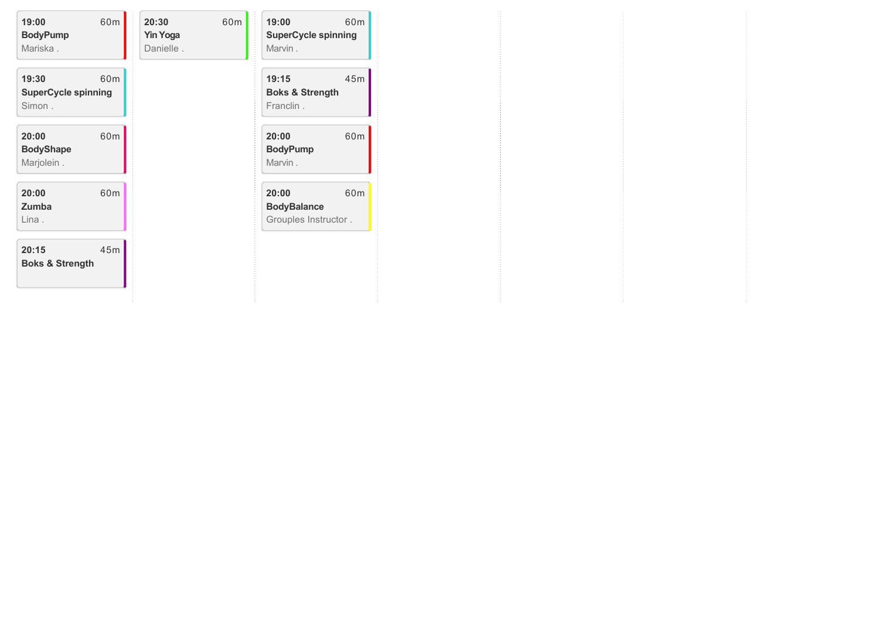19:00 60m
**BodyPump**
Mariska .

19:30 60m
**SuperCycle spinning**
Simon .

20:00 60m
**BodyShape**
Marjolein .

20:00 60m
**Zumba**
Lina .

20:15 45m
**Boks & Strength**

20:30 60m
**Yin Yoga**
Danielle .

19:00 60m
**SuperCycle spinning**
Marvin .

19:15 45m
**Boks & Strength**
Franclin .

20:00 60m
**BodyPump**
Marvin .

20:00 60m
**BodyBalance**
Grouples Instructor .